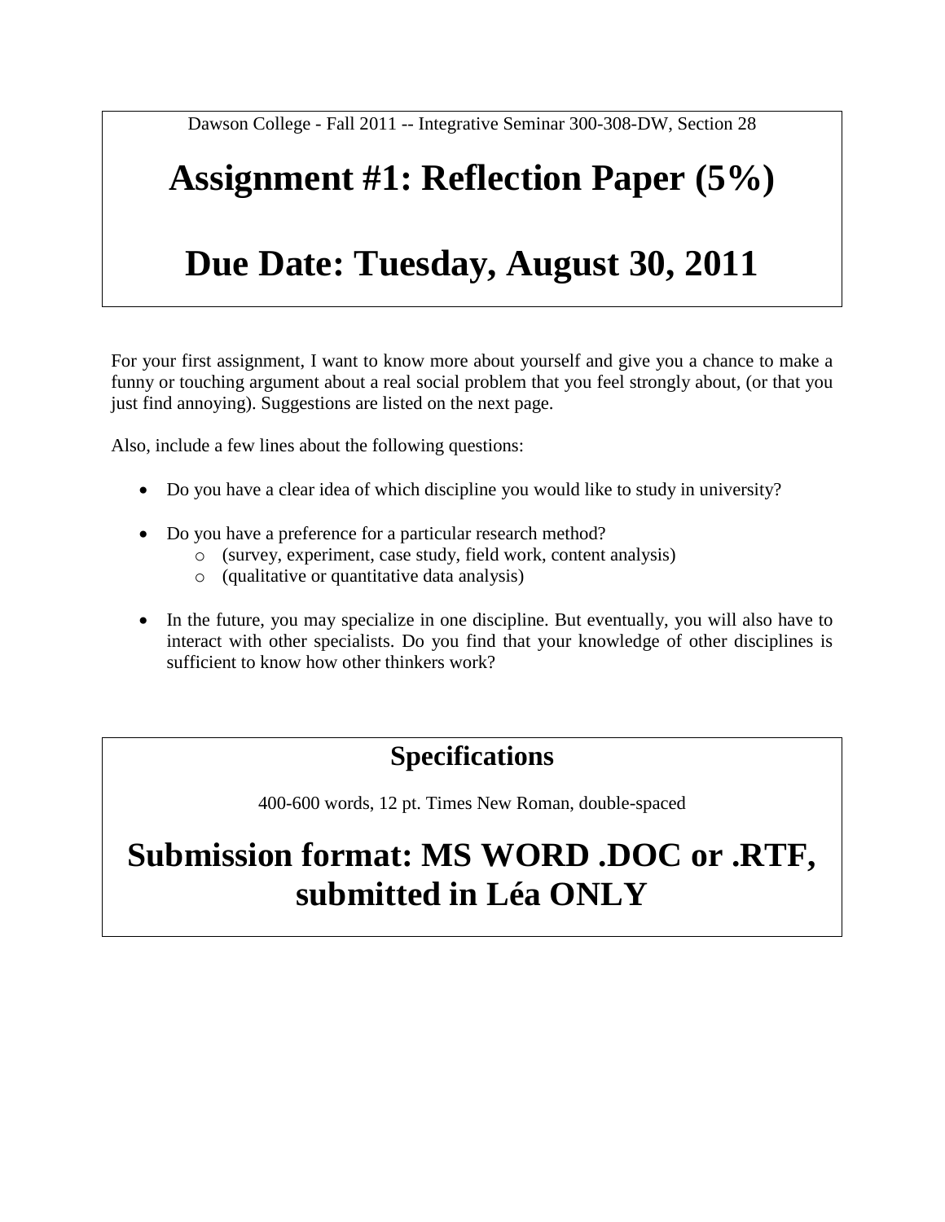Dawson College - Fall 2011 -- Integrative Seminar 300-308-DW, Section 28

# Assignment #1: Reflection Paper (5%)

# Due Date: Tuesday, August 30, 2011

For your first assignment, I want to know more about yourself and give you a chance to make a funny or touching argument about a real social problem that you feel strongly about, (or that you just find annoying). Suggestions are listed on the next page.

Also, include a few lines about the following questions:

- Do you have a clear idea of which discipline you would like to study in university?
- Do you have a preference for a particular research method?
  - (survey, experiment, case study, field work, content analysis)
  - (qualitative or quantitative data analysis)
- In the future, you may specialize in one discipline. But eventually, you will also have to interact with other specialists. Do you find that your knowledge of other disciplines is sufficient to know how other thinkers work?

## Specifications

400-600 words, 12 pt. Times New Roman, double-spaced

# Submission format: MS WORD .DOC or .RTF, submitted in Léa ONLY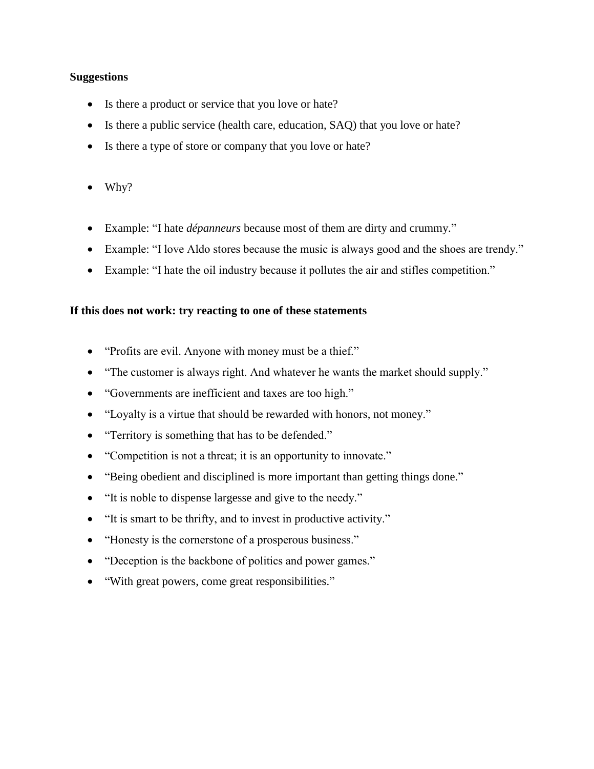**Suggestions**

- Is there a product or service that you love or hate?
- Is there a public service (health care, education, SAQ) that you love or hate?
- Is there a type of store or company that you love or hate?

- Why?

- Example: “I hate *dépanneurs* because most of them are dirty and crummy.”
- Example: “I love Aldo stores because the music is always good and the shoes are trendy.”
- Example: “I hate the oil industry because it pollutes the air and stifles competition.”

**If this does not work: try reacting to one of these statements**

- “Profits are evil. Anyone with money must be a thief.”
- “The customer is always right. And whatever he wants the market should supply.”
- “Governments are inefficient and taxes are too high.”
- “Loyalty is a virtue that should be rewarded with honors, not money.”
- “Territory is something that has to be defended.”
- “Competition is not a threat; it is an opportunity to innovate.”
- “Being obedient and disciplined is more important than getting things done.”
- “It is noble to dispense largesse and give to the needy.”
- “It is smart to be thrifty, and to invest in productive activity.”
- “Honesty is the cornerstone of a prosperous business.”
- “Deception is the backbone of politics and power games.”
- “With great powers, come great responsibilities.”